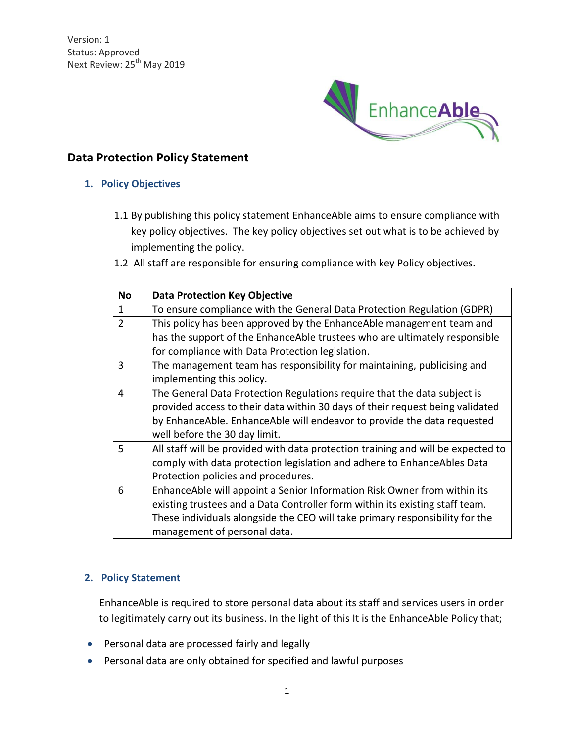Version: 1
Status: Approved
Next Review: 25th May 2019

## Data Protection Policy Statement

### 1. Policy Objectives

1.1 By publishing this policy statement EnhanceAble aims to ensure compliance with key policy objectives. The key policy objectives set out what is to be achieved by implementing the policy.

1.2 All staff are responsible for ensuring compliance with key Policy objectives.

| No | Data Protection Key Objective |
|---|---|
| 1 | To ensure compliance with the General Data Protection Regulation (GDPR) |
| 2 | This policy has been approved by the EnhanceAble management team and has the support of the EnhanceAble trustees who are ultimately responsible for compliance with Data Protection legislation. |
| 3 | The management team has responsibility for maintaining, publicising and implementing this policy. |
| 4 | The General Data Protection Regulations require that the data subject is provided access to their data within 30 days of their request being validated by EnhanceAble. EnhanceAble will endeavor to provide the data requested well before the 30 day limit. |
| 5 | All staff will be provided with data protection training and will be expected to comply with data protection legislation and adhere to EnhanceAbles Data Protection policies and procedures. |
| 6 | EnhanceAble will appoint a Senior Information Risk Owner from within its existing trustees and a Data Controller form within its existing staff team. These individuals alongside the CEO will take primary responsibility for the management of personal data. |

### 2. Policy Statement

EnhanceAble is required to store personal data about its staff and services users in order to legitimately carry out its business. In the light of this It is the EnhanceAble Policy that;

- Personal data are processed fairly and legally
- Personal data are only obtained for specified and lawful purposes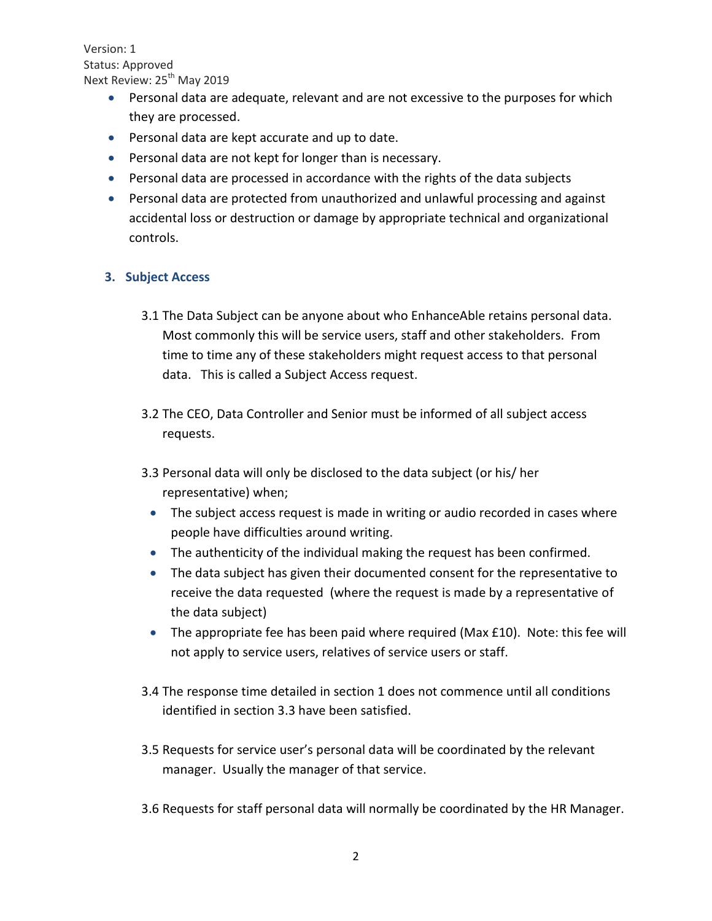- Personal data are adequate, relevant and are not excessive to the purposes for which they are processed.
- Personal data are kept accurate and up to date.
- Personal data are not kept for longer than is necessary.
- Personal data are processed in accordance with the rights of the data subjects
- Personal data are protected from unauthorized and unlawful processing and against accidental loss or destruction or damage by appropriate technical and organizational controls.

## 3. Subject Access

3.1 The Data Subject can be anyone about who EnhanceAble retains personal data. Most commonly this will be service users, staff and other stakeholders. From time to time any of these stakeholders might request access to that personal data. This is called a Subject Access request.

3.2 The CEO, Data Controller and Senior must be informed of all subject access requests.

3.3 Personal data will only be disclosed to the data subject (or his/ her representative) when;

- The subject access request is made in writing or audio recorded in cases where people have difficulties around writing.
- The authenticity of the individual making the request has been confirmed.
- The data subject has given their documented consent for the representative to receive the data requested (where the request is made by a representative of the data subject)
- The appropriate fee has been paid where required (Max £10). Note: this fee will not apply to service users, relatives of service users or staff.

3.4 The response time detailed in section 1 does not commence until all conditions identified in section 3.3 have been satisfied.

3.5 Requests for service user's personal data will be coordinated by the relevant manager. Usually the manager of that service.

3.6 Requests for staff personal data will normally be coordinated by the HR Manager.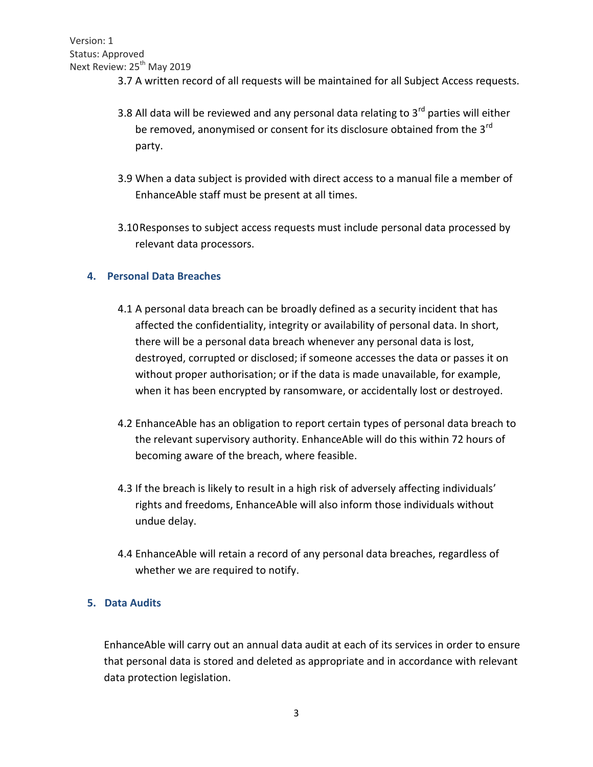3.7 A written record of all requests will be maintained for all Subject Access requests.

3.8 All data will be reviewed and any personal data relating to 3rd parties will either be removed, anonymised or consent for its disclosure obtained from the 3rd party.

3.9 When a data subject is provided with direct access to a manual file a member of EnhanceAble staff must be present at all times.

3.10 Responses to subject access requests must include personal data processed by relevant data processors.

## 4. Personal Data Breaches

4.1 A personal data breach can be broadly defined as a security incident that has affected the confidentiality, integrity or availability of personal data. In short, there will be a personal data breach whenever any personal data is lost, destroyed, corrupted or disclosed; if someone accesses the data or passes it on without proper authorisation; or if the data is made unavailable, for example, when it has been encrypted by ransomware, or accidentally lost or destroyed.

4.2 EnhanceAble has an obligation to report certain types of personal data breach to the relevant supervisory authority. EnhanceAble will do this within 72 hours of becoming aware of the breach, where feasible.

4.3 If the breach is likely to result in a high risk of adversely affecting individuals' rights and freedoms, EnhanceAble will also inform those individuals without undue delay.

4.4 EnhanceAble will retain a record of any personal data breaches, regardless of whether we are required to notify.

## 5. Data Audits

EnhanceAble will carry out an annual data audit at each of its services in order to ensure that personal data is stored and deleted as appropriate and in accordance with relevant data protection legislation.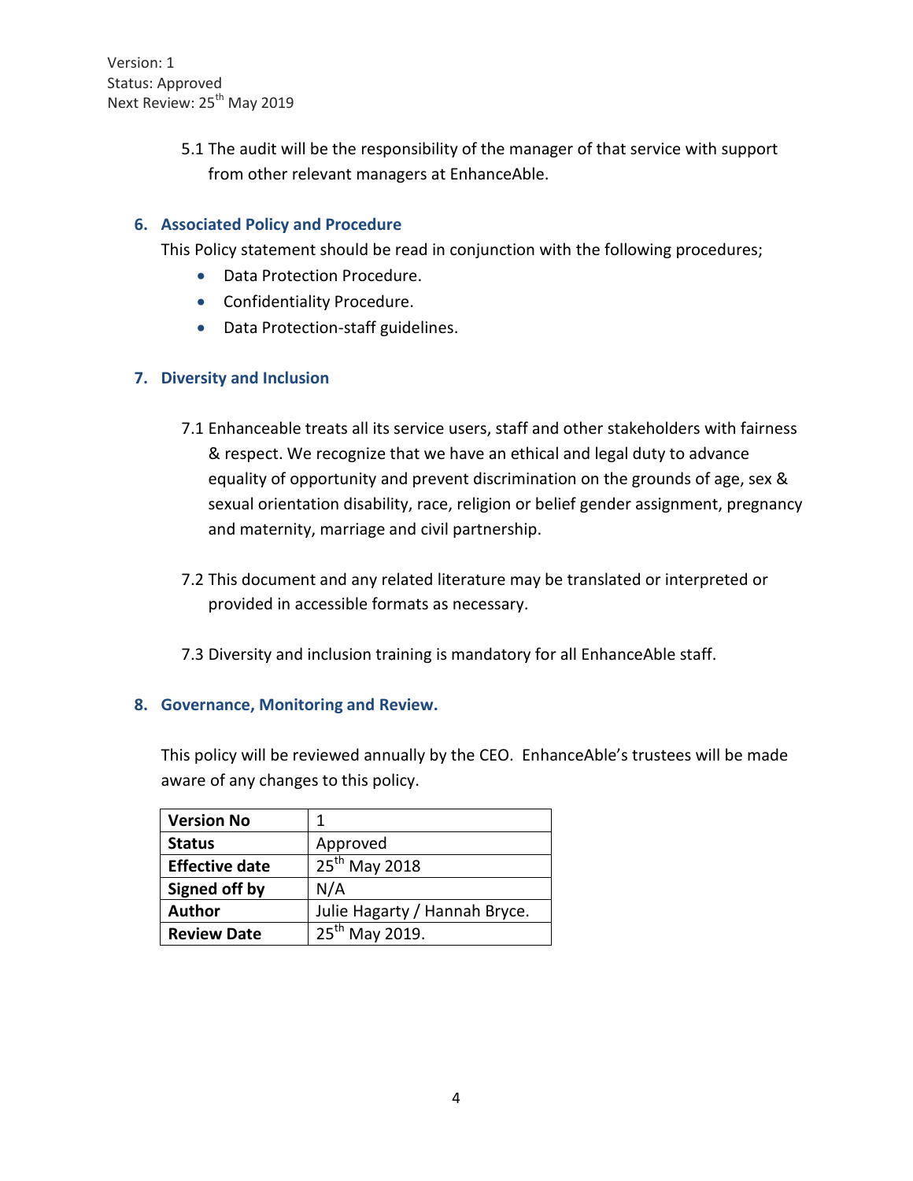5.1 The audit will be the responsibility of the manager of that service with support from other relevant managers at EnhanceAble.

## 6. Associated Policy and Procedure

This Policy statement should be read in conjunction with the following procedures;

- Data Protection Procedure.
- Confidentiality Procedure.
- Data Protection-staff guidelines.

## 7. Diversity and Inclusion

7.1 Enhanceable treats all its service users, staff and other stakeholders with fairness & respect. We recognize that we have an ethical and legal duty to advance equality of opportunity and prevent discrimination on the grounds of age, sex & sexual orientation disability, race, religion or belief gender assignment, pregnancy and maternity, marriage and civil partnership.

7.2 This document and any related literature may be translated or interpreted or provided in accessible formats as necessary.

7.3 Diversity and inclusion training is mandatory for all EnhanceAble staff.

## 8. Governance, Monitoring and Review.

This policy will be reviewed annually by the CEO. EnhanceAble's trustees will be made aware of any changes to this policy.

| **Version No** | 1 |
|---|---|
| **Status** | Approved |
| **Effective date** | 25th May 2018 |
| **Signed off by** | N/A |
| **Author** | Julie Hagarty / Hannah Bryce. |
| **Review Date** | 25th May 2019. |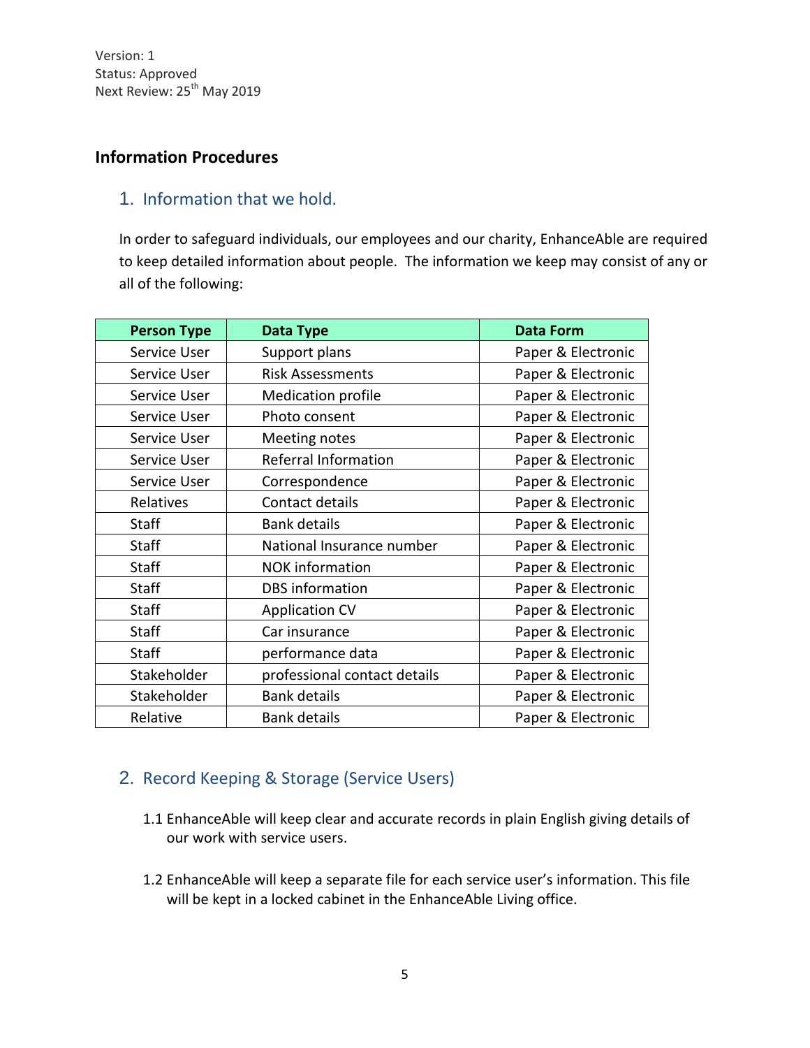Version: 1
Status: Approved
Next Review: 25th May 2019

## Information Procedures

### 1. Information that we hold.

In order to safeguard individuals, our employees and our charity, EnhanceAble are required to keep detailed information about people. The information we keep may consist of any or all of the following:

| Person Type | Data Type | Data Form |
|---|---|---|
| Service User | Support plans | Paper & Electronic |
| Service User | Risk Assessments | Paper & Electronic |
| Service User | Medication profile | Paper & Electronic |
| Service User | Photo consent | Paper & Electronic |
| Service User | Meeting notes | Paper & Electronic |
| Service User | Referral Information | Paper & Electronic |
| Service User | Correspondence | Paper & Electronic |
| Relatives | Contact details | Paper & Electronic |
| Staff | Bank details | Paper & Electronic |
| Staff | National Insurance number | Paper & Electronic |
| Staff | NOK information | Paper & Electronic |
| Staff | DBS information | Paper & Electronic |
| Staff | Application CV | Paper & Electronic |
| Staff | Car insurance | Paper & Electronic |
| Staff | performance data | Paper & Electronic |
| Stakeholder | professional contact details | Paper & Electronic |
| Stakeholder | Bank details | Paper & Electronic |
| Relative | Bank details | Paper & Electronic |

### 2. Record Keeping & Storage (Service Users)

1.1 EnhanceAble will keep clear and accurate records in plain English giving details of our work with service users.

1.2 EnhanceAble will keep a separate file for each service user's information. This file will be kept in a locked cabinet in the EnhanceAble Living office.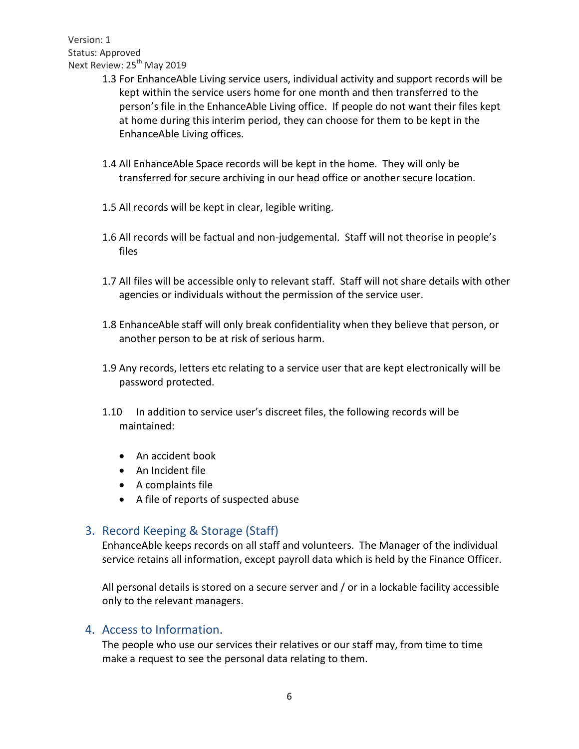1.3 For EnhanceAble Living service users, individual activity and support records will be kept within the service users home for one month and then transferred to the person's file in the EnhanceAble Living office. If people do not want their files kept at home during this interim period, they can choose for them to be kept in the EnhanceAble Living offices.

1.4 All EnhanceAble Space records will be kept in the home. They will only be transferred for secure archiving in our head office or another secure location.

1.5 All records will be kept in clear, legible writing.

1.6 All records will be factual and non-judgemental. Staff will not theorise in people's files

1.7 All files will be accessible only to relevant staff. Staff will not share details with other agencies or individuals without the permission of the service user.

1.8 EnhanceAble staff will only break confidentiality when they believe that person, or another person to be at risk of serious harm.

1.9 Any records, letters etc relating to a service user that are kept electronically will be password protected.

1.10 In addition to service user's discreet files, the following records will be maintained:

- An accident book
- An Incident file
- A complaints file
- A file of reports of suspected abuse

## 3. Record Keeping & Storage (Staff)

EnhanceAble keeps records on all staff and volunteers. The Manager of the individual service retains all information, except payroll data which is held by the Finance Officer.

All personal details is stored on a secure server and / or in a lockable facility accessible only to the relevant managers.

## 4. Access to Information.

The people who use our services their relatives or our staff may, from time to time make a request to see the personal data relating to them.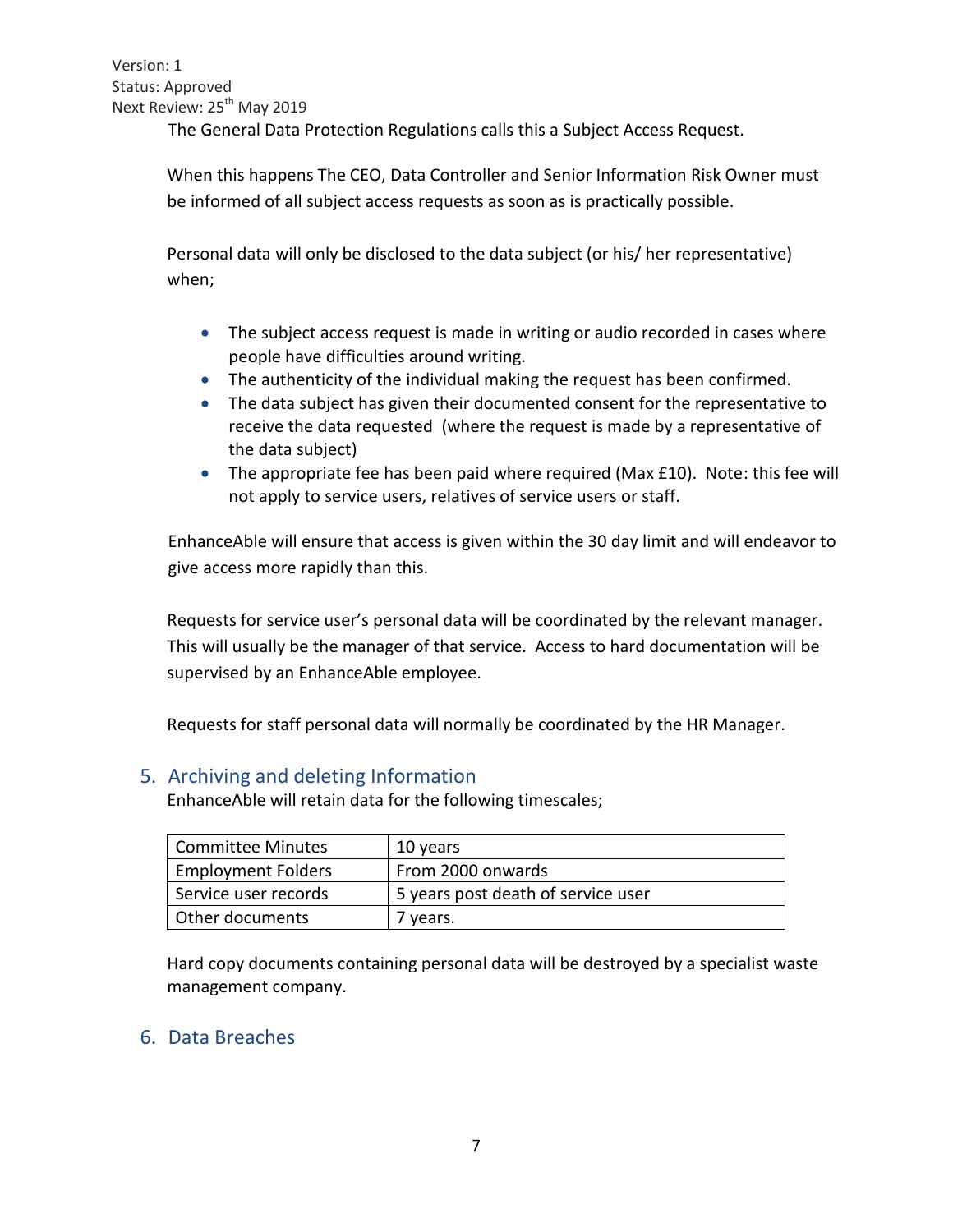The General Data Protection Regulations calls this a Subject Access Request.

When this happens The CEO, Data Controller and Senior Information Risk Owner must be informed of all subject access requests as soon as is practically possible.

Personal data will only be disclosed to the data subject (or his/ her representative) when;

- The subject access request is made in writing or audio recorded in cases where people have difficulties around writing.
- The authenticity of the individual making the request has been confirmed.
- The data subject has given their documented consent for the representative to receive the data requested (where the request is made by a representative of the data subject)
- The appropriate fee has been paid where required (Max £10). Note: this fee will not apply to service users, relatives of service users or staff.

EnhanceAble will ensure that access is given within the 30 day limit and will endeavor to give access more rapidly than this.

Requests for service user's personal data will be coordinated by the relevant manager. This will usually be the manager of that service. Access to hard documentation will be supervised by an EnhanceAble employee.

Requests for staff personal data will normally be coordinated by the HR Manager.

## 5. Archiving and deleting Information

EnhanceAble will retain data for the following timescales;

| Committee Minutes | 10 years |
|---|---|
| Employment Folders | From 2000 onwards |
| Service user records | 5 years post death of service user |
| Other documents | 7 years. |

Hard copy documents containing personal data will be destroyed by a specialist waste management company.

## 6. Data Breaches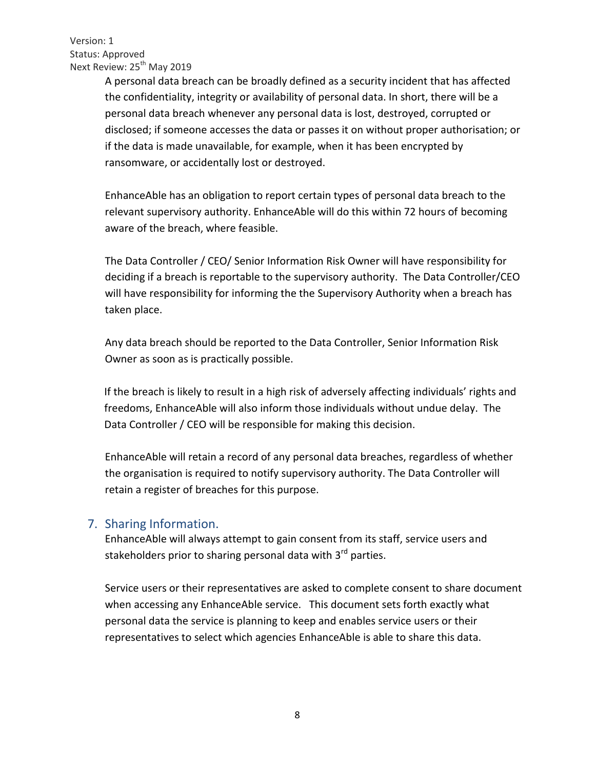A personal data breach can be broadly defined as a security incident that has affected the confidentiality, integrity or availability of personal data. In short, there will be a personal data breach whenever any personal data is lost, destroyed, corrupted or disclosed; if someone accesses the data or passes it on without proper authorisation; or if the data is made unavailable, for example, when it has been encrypted by ransomware, or accidentally lost or destroyed.

EnhanceAble has an obligation to report certain types of personal data breach to the relevant supervisory authority. EnhanceAble will do this within 72 hours of becoming aware of the breach, where feasible.

The Data Controller / CEO/ Senior Information Risk Owner will have responsibility for deciding if a breach is reportable to the supervisory authority. The Data Controller/CEO will have responsibility for informing the the Supervisory Authority when a breach has taken place.

Any data breach should be reported to the Data Controller, Senior Information Risk Owner as soon as is practically possible.

If the breach is likely to result in a high risk of adversely affecting individuals' rights and freedoms, EnhanceAble will also inform those individuals without undue delay. The Data Controller / CEO will be responsible for making this decision.

EnhanceAble will retain a record of any personal data breaches, regardless of whether the organisation is required to notify supervisory authority. The Data Controller will retain a register of breaches for this purpose.

## 7. Sharing Information.

EnhanceAble will always attempt to gain consent from its staff, service users and stakeholders prior to sharing personal data with 3rd parties.

Service users or their representatives are asked to complete consent to share document when accessing any EnhanceAble service. This document sets forth exactly what personal data the service is planning to keep and enables service users or their representatives to select which agencies EnhanceAble is able to share this data.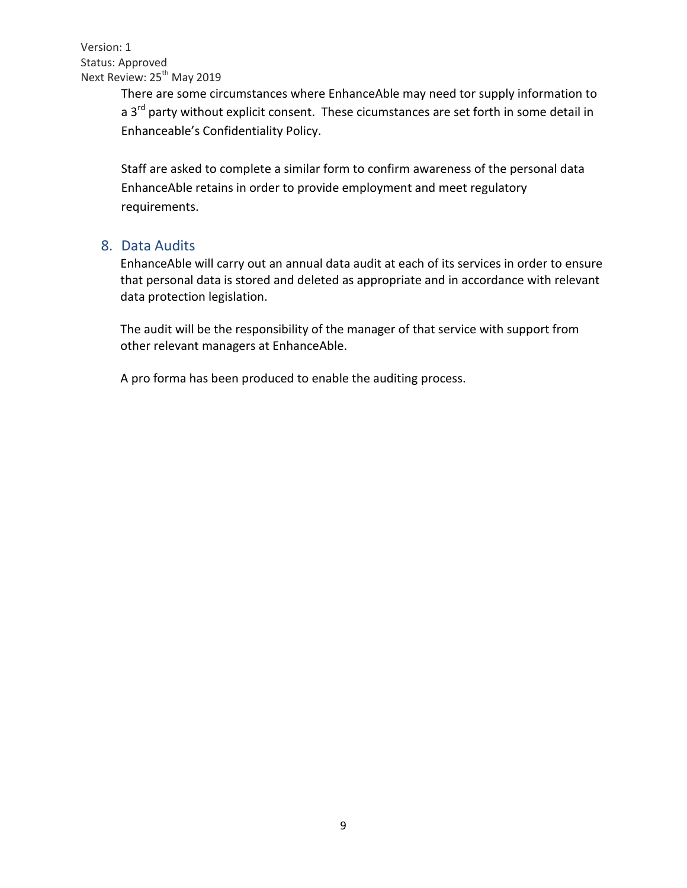There are some circumstances where EnhanceAble may need tor supply information to a 3rd party without explicit consent. These cicumstances are set forth in some detail in Enhanceable's Confidentiality Policy.

Staff are asked to complete a similar form to confirm awareness of the personal data EnhanceAble retains in order to provide employment and meet regulatory requirements.

## 8. Data Audits

EnhanceAble will carry out an annual data audit at each of its services in order to ensure that personal data is stored and deleted as appropriate and in accordance with relevant data protection legislation.

The audit will be the responsibility of the manager of that service with support from other relevant managers at EnhanceAble.

A pro forma has been produced to enable the auditing process.